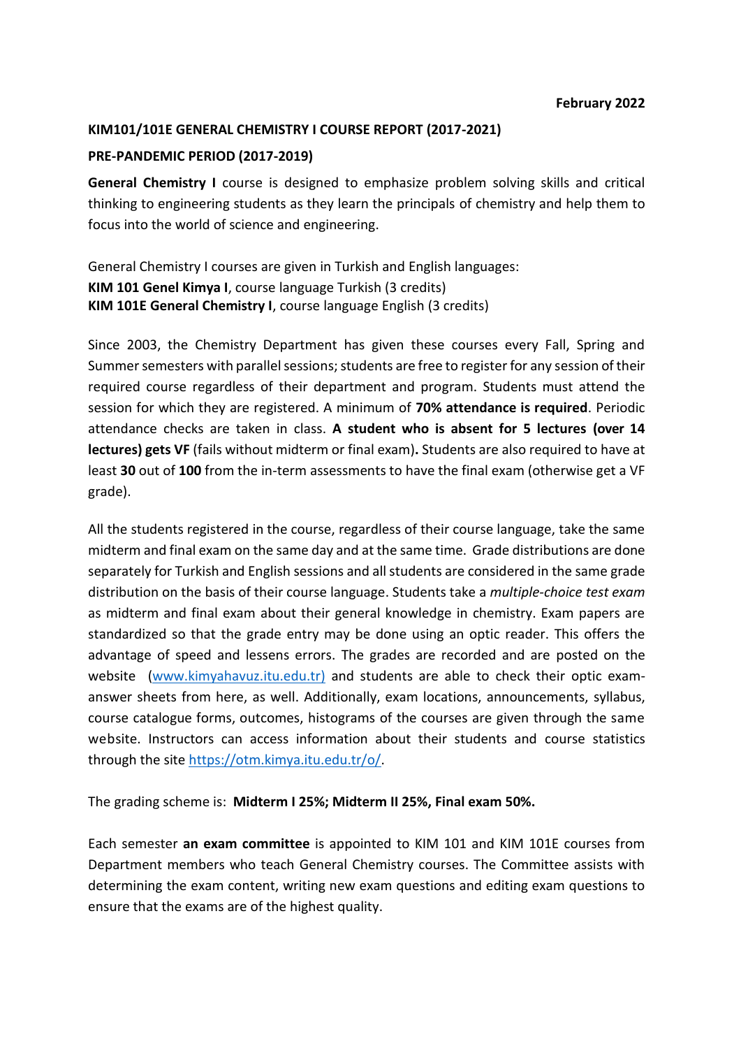**February 2022**

## KIM101/101E GENERAL CHEMISTRY I COURSE REPORT (2017-2021)

### PRE-PANDEMIC PERIOD (2017-2019)

**General Chemistry I** course is designed to emphasize problem solving skills and critical thinking to engineering students as they learn the principals of chemistry and help them to focus into the world of science and engineering.

General Chemistry I courses are given in Turkish and English languages:
**KIM 101 Genel Kimya I**, course language Turkish (3 credits)
**KIM 101E General Chemistry I**, course language English (3 credits)

Since 2003, the Chemistry Department has given these courses every Fall, Spring and Summer semesters with parallel sessions; students are free to register for any session of their required course regardless of their department and program. Students must attend the session for which they are registered. A minimum of **70% attendance is required**. Periodic attendance checks are taken in class. **A student who is absent for 5 lectures (over 14 lectures) gets VF** (fails without midterm or final exam)**.** Students are also required to have at least **30** out of **100** from the in-term assessments to have the final exam (otherwise get a VF grade).

All the students registered in the course, regardless of their course language, take the same midterm and final exam on the same day and at the same time. Grade distributions are done separately for Turkish and English sessions and all students are considered in the same grade distribution on the basis of their course language. Students take a *multiple-choice test exam* as midterm and final exam about their general knowledge in chemistry. Exam papers are standardized so that the grade entry may be done using an optic reader. This offers the advantage of speed and lessens errors. The grades are recorded and are posted on the website (www.kimyahavuz.itu.edu.tr) and students are able to check their optic exam-answer sheets from here, as well. Additionally, exam locations, announcements, syllabus, course catalogue forms, outcomes, histograms of the courses are given through the same website. Instructors can access information about their students and course statistics through the site https://otm.kimya.itu.edu.tr/o/.

The grading scheme is: **Midterm I 25%; Midterm II 25%, Final exam 50%.**

Each semester **an exam committee** is appointed to KIM 101 and KIM 101E courses from Department members who teach General Chemistry courses. The Committee assists with determining the exam content, writing new exam questions and editing exam questions to ensure that the exams are of the highest quality.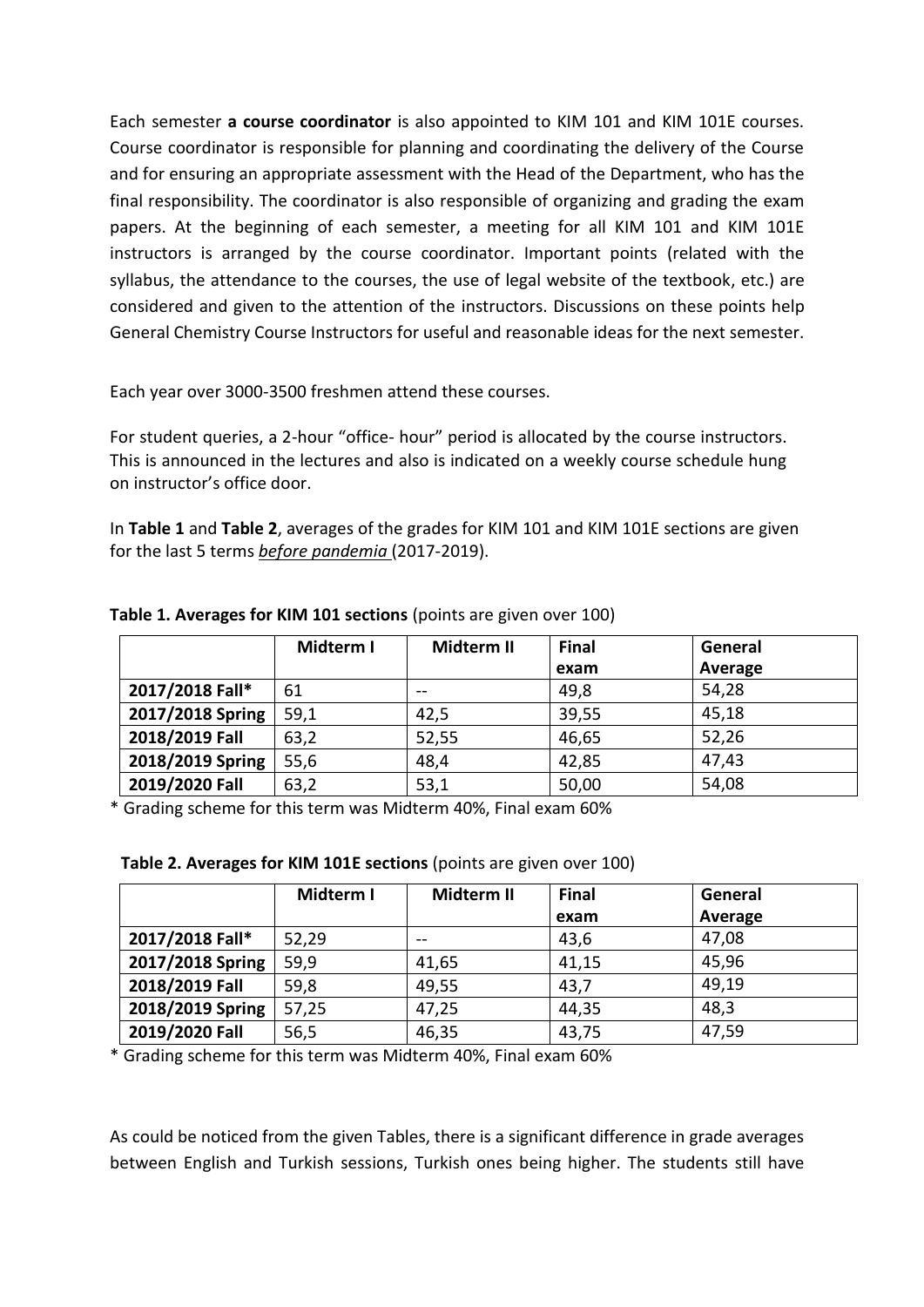Each semester **a course coordinator** is also appointed to KIM 101 and KIM 101E courses. Course coordinator is responsible for planning and coordinating the delivery of the Course and for ensuring an appropriate assessment with the Head of the Department, who has the final responsibility. The coordinator is also responsible of organizing and grading the exam papers. At the beginning of each semester, a meeting for all KIM 101 and KIM 101E instructors is arranged by the course coordinator. Important points (related with the syllabus, the attendance to the courses, the use of legal website of the textbook, etc.) are considered and given to the attention of the instructors. Discussions on these points help General Chemistry Course Instructors for useful and reasonable ideas for the next semester.

Each year over 3000-3500 freshmen attend these courses.

For student queries, a 2-hour "office- hour" period is allocated by the course instructors. This is announced in the lectures and also is indicated on a weekly course schedule hung on instructor's office door.

In **Table 1** and **Table 2**, averages of the grades for KIM 101 and KIM 101E sections are given for the last 5 terms *before pandemia* (2017-2019).

**Table 1. Averages for KIM 101 sections** (points are given over 100)

| | Midterm I | Midterm II | Final exam | General Average |
|---|---|---|---|---|
| **2017/2018 Fall*** | 61 | -- | 49,8 | 54,28 |
| **2017/2018 Spring** | 59,1 | 42,5 | 39,55 | 45,18 |
| **2018/2019 Fall** | 63,2 | 52,55 | 46,65 | 52,26 |
| **2018/2019 Spring** | 55,6 | 48,4 | 42,85 | 47,43 |
| **2019/2020 Fall** | 63,2 | 53,1 | 50,00 | 54,08 |

* Grading scheme for this term was Midterm 40%, Final exam 60%

**Table 2. Averages for KIM 101E sections** (points are given over 100)

| | Midterm I | Midterm II | Final exam | General Average |
|---|---|---|---|---|
| **2017/2018 Fall*** | 52,29 | -- | 43,6 | 47,08 |
| **2017/2018 Spring** | 59,9 | 41,65 | 41,15 | 45,96 |
| **2018/2019 Fall** | 59,8 | 49,55 | 43,7 | 49,19 |
| **2018/2019 Spring** | 57,25 | 47,25 | 44,35 | 48,3 |
| **2019/2020 Fall** | 56,5 | 46,35 | 43,75 | 47,59 |

* Grading scheme for this term was Midterm 40%, Final exam 60%

As could be noticed from the given Tables, there is a significant difference in grade averages between English and Turkish sessions, Turkish ones being higher. The students still have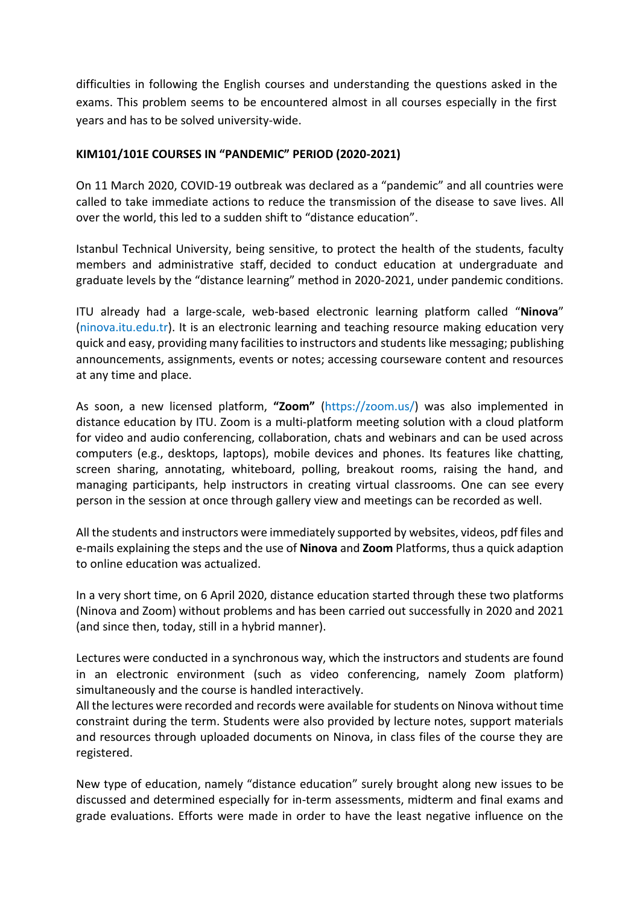difficulties in following the English courses and understanding the questions asked in the exams. This problem seems to be encountered almost in all courses especially in the first years and has to be solved university-wide.

## KIM101/101E COURSES IN "PANDEMIC" PERIOD (2020-2021)

On 11 March 2020, COVID-19 outbreak was declared as a "pandemic" and all countries were called to take immediate actions to reduce the transmission of the disease to save lives. All over the world, this led to a sudden shift to "distance education".

Istanbul Technical University, being sensitive, to protect the health of the students, faculty members and administrative staff, decided to conduct education at undergraduate and graduate levels by the "distance learning" method in 2020-2021, under pandemic conditions.

ITU already had a large-scale, web-based electronic learning platform called "**Ninova**" (ninova.itu.edu.tr). It is an electronic learning and teaching resource making education very quick and easy, providing many facilities to instructors and students like messaging; publishing announcements, assignments, events or notes; accessing courseware content and resources at any time and place.

As soon, a new licensed platform, **"Zoom"** (https://zoom.us/) was also implemented in distance education by ITU. Zoom is a multi-platform meeting solution with a cloud platform for video and audio conferencing, collaboration, chats and webinars and can be used across computers (e.g., desktops, laptops), mobile devices and phones. Its features like chatting, screen sharing, annotating, whiteboard, polling, breakout rooms, raising the hand, and managing participants, help instructors in creating virtual classrooms. One can see every person in the session at once through gallery view and meetings can be recorded as well.

All the students and instructors were immediately supported by websites, videos, pdf files and e-mails explaining the steps and the use of **Ninova** and **Zoom** Platforms, thus a quick adaption to online education was actualized.

In a very short time, on 6 April 2020, distance education started through these two platforms (Ninova and Zoom) without problems and has been carried out successfully in 2020 and 2021 (and since then, today, still in a hybrid manner).

Lectures were conducted in a synchronous way, which the instructors and students are found in an electronic environment (such as video conferencing, namely Zoom platform) simultaneously and the course is handled interactively.
All the lectures were recorded and records were available for students on Ninova without time constraint during the term. Students were also provided by lecture notes, support materials and resources through uploaded documents on Ninova, in class files of the course they are registered.

New type of education, namely "distance education" surely brought along new issues to be discussed and determined especially for in-term assessments, midterm and final exams and grade evaluations. Efforts were made in order to have the least negative influence on the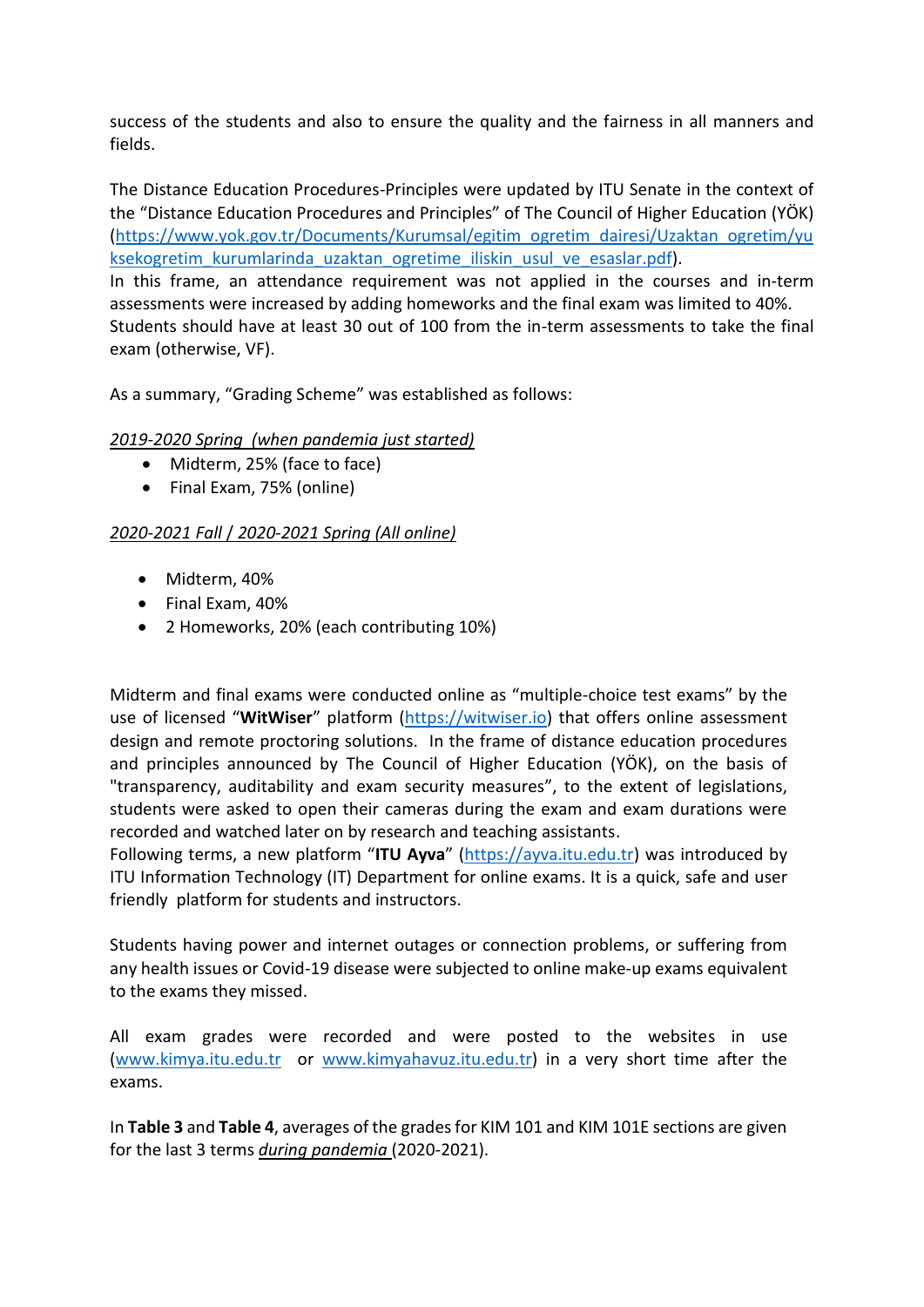success of the students and also to ensure the quality and the fairness in all manners and fields.

The Distance Education Procedures-Principles were updated by ITU Senate in the context of the "Distance Education Procedures and Principles" of The Council of Higher Education (YÖK) (https://www.yok.gov.tr/Documents/Kurumsal/egitim_ogretim_dairesi/Uzaktan_ogretim/yuksekogretim_kurumlarinda_uzaktan_ogretime_iliskin_usul_ve_esaslar.pdf).
In this frame, an attendance requirement was not applied in the courses and in-term assessments were increased by adding homeworks and the final exam was limited to 40%. Students should have at least 30 out of 100 from the in-term assessments to take the final exam (otherwise, VF).

As a summary, "Grading Scheme" was established as follows:

*2019-2020 Spring (when pandemia just started)*

- Midterm, 25% (face to face)
- Final Exam, 75% (online)

*2020-2021 Fall / 2020-2021 Spring (All online)*

- Midterm, 40%
- Final Exam, 40%
- 2 Homeworks, 20% (each contributing 10%)

Midterm and final exams were conducted online as "multiple-choice test exams" by the use of licensed "**WitWiser**" platform (https://witwiser.io) that offers online assessment design and remote proctoring solutions. In the frame of distance education procedures and principles announced by The Council of Higher Education (YÖK), on the basis of "transparency, auditability and exam security measures", to the extent of legislations, students were asked to open their cameras during the exam and exam durations were recorded and watched later on by research and teaching assistants.
Following terms, a new platform "**ITU Ayva**" (https://ayva.itu.edu.tr) was introduced by ITU Information Technology (IT) Department for online exams. It is a quick, safe and user friendly platform for students and instructors.

Students having power and internet outages or connection problems, or suffering from any health issues or Covid-19 disease were subjected to online make-up exams equivalent to the exams they missed.

All exam grades were recorded and were posted to the websites in use (www.kimya.itu.edu.tr or www.kimyahavuz.itu.edu.tr) in a very short time after the exams.

In **Table 3** and **Table 4**, averages of the grades for KIM 101 and KIM 101E sections are given for the last 3 terms *during pandemia* (2020-2021).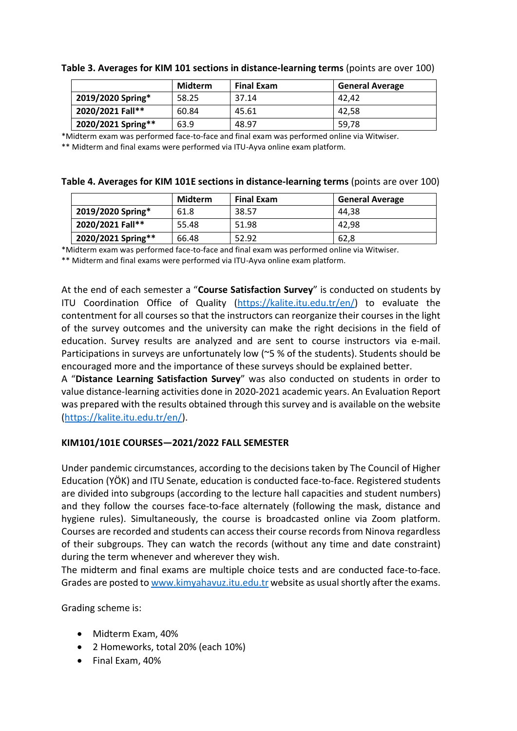**Table 3. Averages for KIM 101 sections in distance-learning terms** (points are over 100)

| | Midterm | Final Exam | General Average |
|---|---|---|---|
| **2019/2020 Spring*** | 58.25 | 37.14 | 42,42 |
| **2020/2021 Fall**** | 60.84 | 45.61 | 42,58 |
| **2020/2021 Spring**** | 63.9 | 48.97 | 59,78 |

*Midterm exam was performed face-to-face and final exam was performed online via Witwiser.
** Midterm and final exams were performed via ITU-Ayva online exam platform.

**Table 4. Averages for KIM 101E sections in distance-learning terms** (points are over 100)

| | Midterm | Final Exam | General Average |
|---|---|---|---|
| **2019/2020 Spring*** | 61.8 | 38.57 | 44,38 |
| **2020/2021 Fall**** | 55.48 | 51.98 | 42,98 |
| **2020/2021 Spring**** | 66.48 | 52.92 | 62,8 |

*Midterm exam was performed face-to-face and final exam was performed online via Witwiser.
** Midterm and final exams were performed via ITU-Ayva online exam platform.

At the end of each semester a "**Course Satisfaction Survey**" is conducted on students by ITU Coordination Office of Quality (https://kalite.itu.edu.tr/en/) to evaluate the contentment for all courses so that the instructors can reorganize their courses in the light of the survey outcomes and the university can make the right decisions in the field of education. Survey results are analyzed and are sent to course instructors via e-mail. Participations in surveys are unfortunately low (~5 % of the students). Students should be encouraged more and the importance of these surveys should be explained better.
A "**Distance Learning Satisfaction Survey**" was also conducted on students in order to value distance-learning activities done in 2020-2021 academic years. An Evaluation Report was prepared with the results obtained through this survey and is available on the website (https://kalite.itu.edu.tr/en/).

### KIM101/101E COURSES—2021/2022 FALL SEMESTER

Under pandemic circumstances, according to the decisions taken by The Council of Higher Education (YÖK) and ITU Senate, education is conducted face-to-face. Registered students are divided into subgroups (according to the lecture hall capacities and student numbers) and they follow the courses face-to-face alternately (following the mask, distance and hygiene rules). Simultaneously, the course is broadcasted online via Zoom platform. Courses are recorded and students can access their course records from Ninova regardless of their subgroups. They can watch the records (without any time and date constraint) during the term whenever and wherever they wish.
The midterm and final exams are multiple choice tests and are conducted face-to-face. Grades are posted to www.kimyahavuz.itu.edu.tr website as usual shortly after the exams.

Grading scheme is:

- Midterm Exam, 40%
- 2 Homeworks, total 20% (each 10%)
- Final Exam, 40%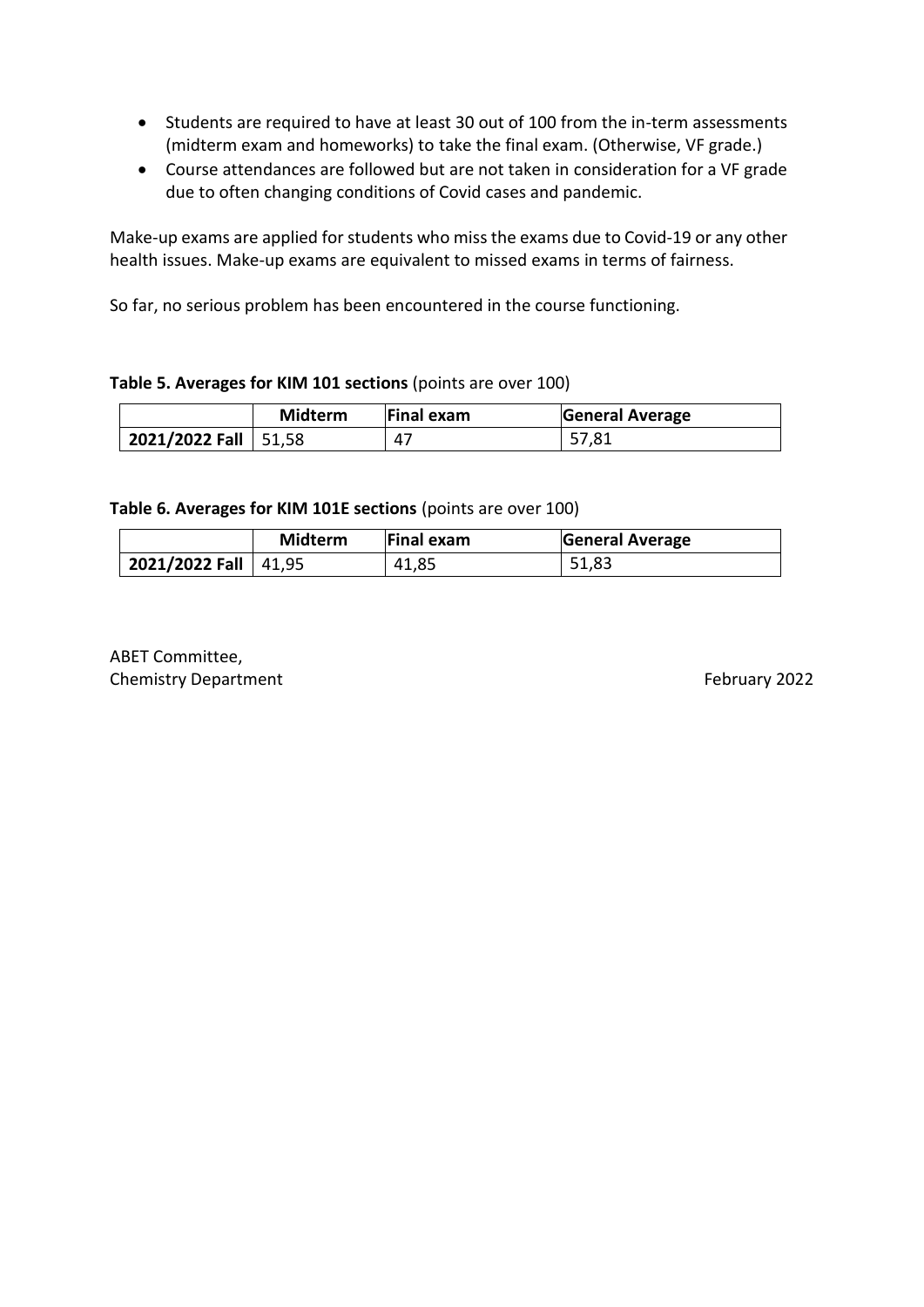- Students are required to have at least 30 out of 100 from the in-term assessments (midterm exam and homeworks) to take the final exam. (Otherwise, VF grade.)
- Course attendances are followed but are not taken in consideration for a VF grade due to often changing conditions of Covid cases and pandemic.

Make-up exams are applied for students who miss the exams due to Covid-19 or any other health issues. Make-up exams are equivalent to missed exams in terms of fairness.

So far, no serious problem has been encountered in the course functioning.

**Table 5. Averages for KIM 101 sections** (points are over 100)

| | Midterm | Final exam | General Average |
|---|---|---|---|
| **2021/2022 Fall** | 51,58 | 47 | 57,81 |

**Table 6. Averages for KIM 101E sections** (points are over 100)

| | Midterm | Final exam | General Average |
|---|---|---|---|
| **2021/2022 Fall** | 41,95 | 41,85 | 51,83 |

ABET Committee,
Chemistry Department

February 2022